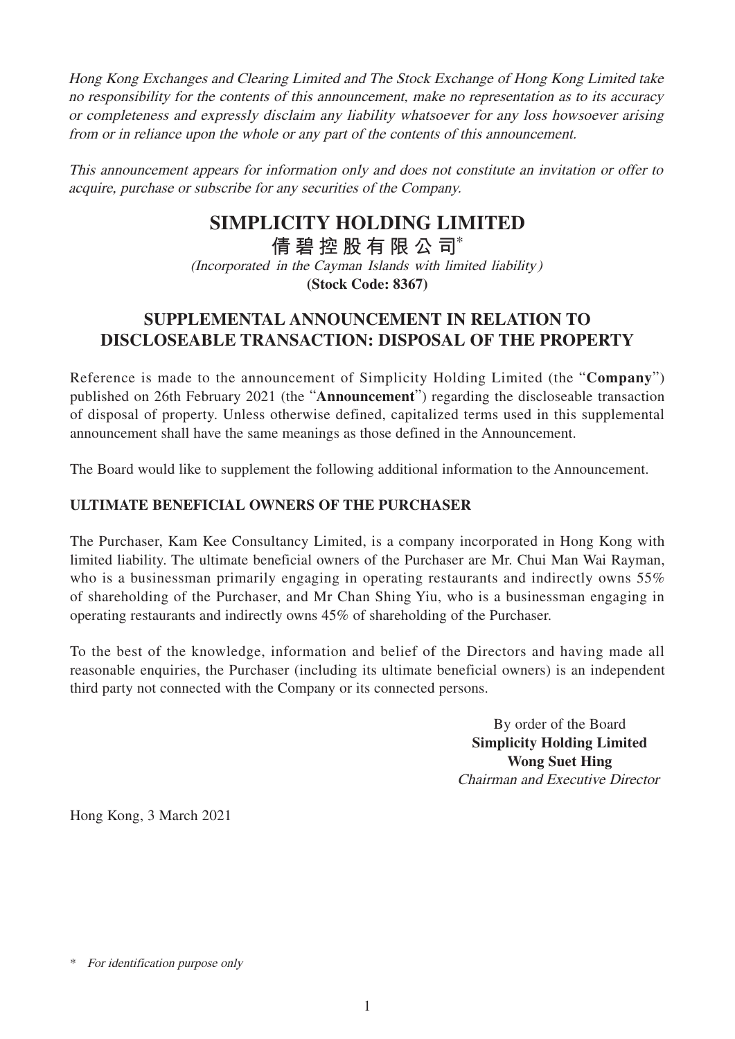*Hong Kong Exchanges and Clearing Limited and The Stock Exchange of Hong Kong Limited take no responsibility for the contents of this announcement, make no representation as to its accuracy or completeness and expressly disclaim any liability whatsoever for any loss howsoever arising from or in reliance upon the whole or any part of the contents of this announcement.*

*This announcement appears for information only and does not constitute an invitation or offer to acquire, purchase or subscribe for any securities of the Company.*

# SIMPLICITY HOLDING LIMITED

# 倩碧控股有限公司*

*(Incorporated in the Cayman Islands with limited liability)*

**(Stock Code: 8367)**

## SUPPLEMENTAL ANNOUNCEMENT IN RELATION TO DISCLOSEABLE TRANSACTION: DISPOSAL OF THE PROPERTY

Reference is made to the announcement of Simplicity Holding Limited (the "**Company**") published on 26th February 2021 (the "**Announcement**") regarding the discloseable transaction of disposal of property. Unless otherwise defined, capitalized terms used in this supplemental announcement shall have the same meanings as those defined in the Announcement.

The Board would like to supplement the following additional information to the Announcement.

### ULTIMATE BENEFICIAL OWNERS OF THE PURCHASER

The Purchaser, Kam Kee Consultancy Limited, is a company incorporated in Hong Kong with limited liability. The ultimate beneficial owners of the Purchaser are Mr. Chui Man Wai Rayman, who is a businessman primarily engaging in operating restaurants and indirectly owns 55% of shareholding of the Purchaser, and Mr Chan Shing Yiu, who is a businessman engaging in operating restaurants and indirectly owns 45% of shareholding of the Purchaser.

To the best of the knowledge, information and belief of the Directors and having made all reasonable enquiries, the Purchaser (including its ultimate beneficial owners) is an independent third party not connected with the Company or its connected persons.

By order of the Board
**Simplicity Holding Limited**
**Wong Suet Hing**
*Chairman and Executive Director*

Hong Kong, 3 March 2021

\* *For identification purpose only*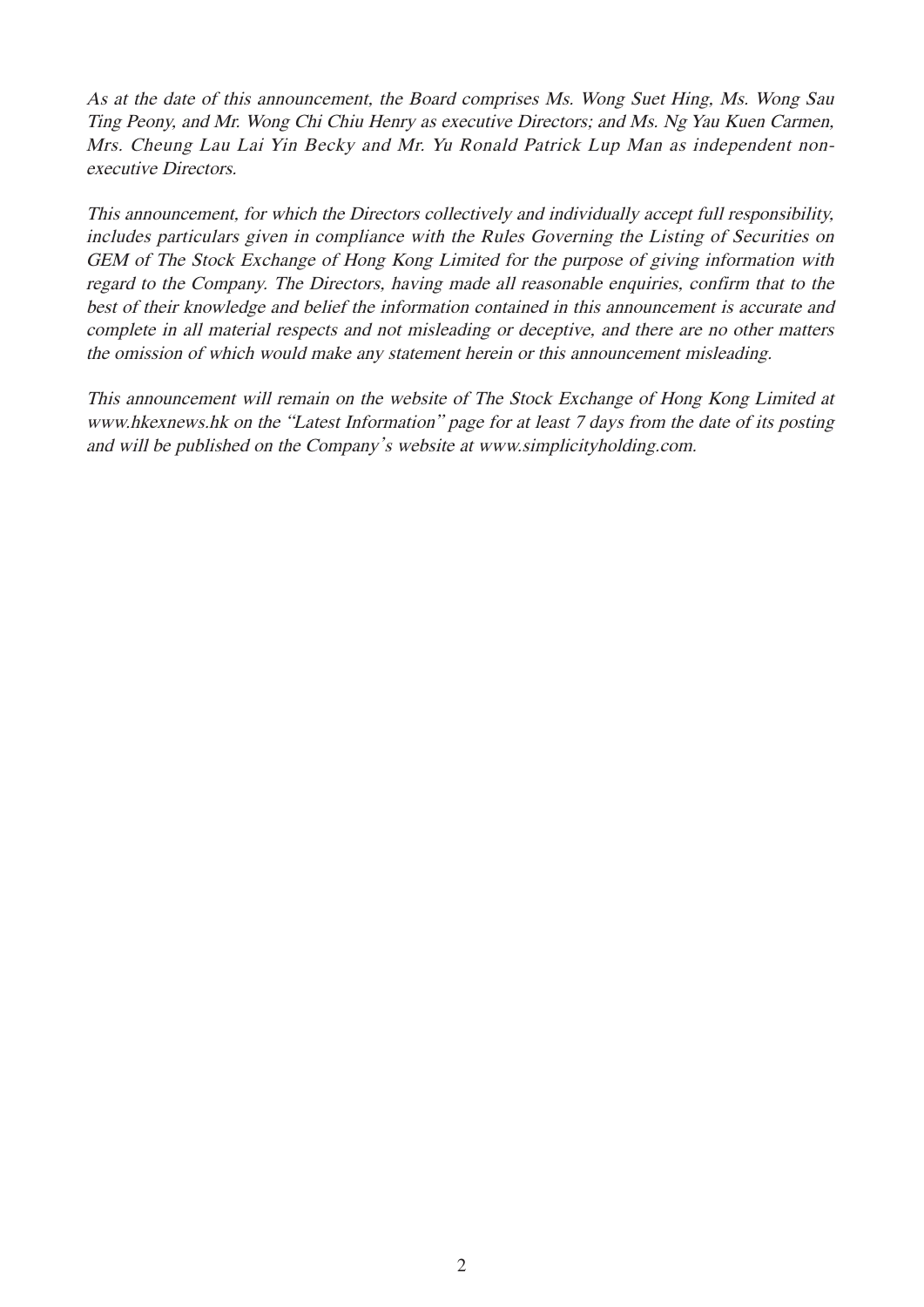*As at the date of this announcement, the Board comprises Ms. Wong Suet Hing, Ms. Wong Sau Ting Peony, and Mr. Wong Chi Chiu Henry as executive Directors; and Ms. Ng Yau Kuen Carmen, Mrs. Cheung Lau Lai Yin Becky and Mr. Yu Ronald Patrick Lup Man as independent non-executive Directors.*

*This announcement, for which the Directors collectively and individually accept full responsibility, includes particulars given in compliance with the Rules Governing the Listing of Securities on GEM of The Stock Exchange of Hong Kong Limited for the purpose of giving information with regard to the Company. The Directors, having made all reasonable enquiries, confirm that to the best of their knowledge and belief the information contained in this announcement is accurate and complete in all material respects and not misleading or deceptive, and there are no other matters the omission of which would make any statement herein or this announcement misleading.*

*This announcement will remain on the website of The Stock Exchange of Hong Kong Limited at www.hkexnews.hk on the "Latest Information" page for at least 7 days from the date of its posting and will be published on the Company's website at www.simplicityholding.com.*